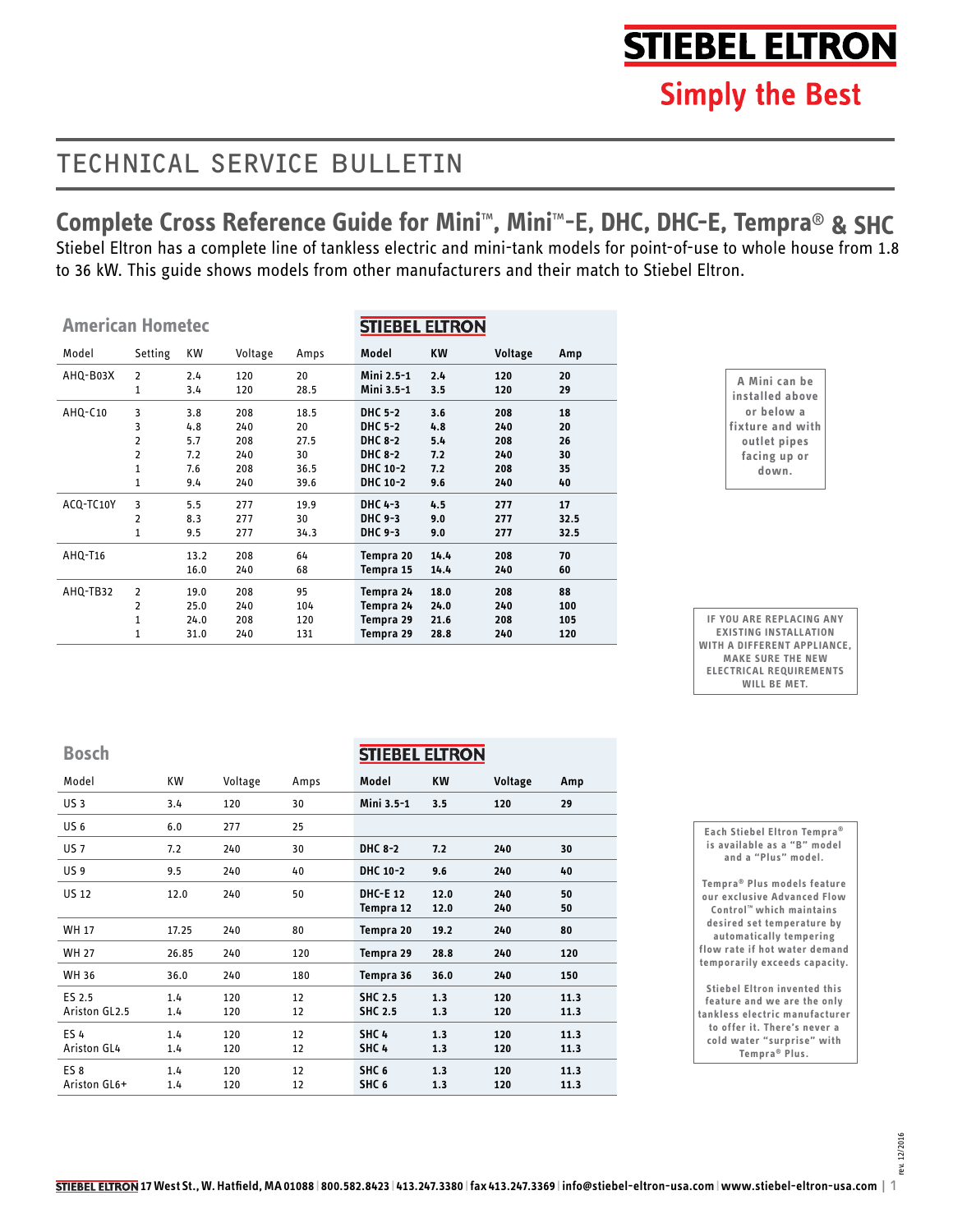# STIEBEL ELTRON

Simply the Best

## TECHNICAL SERVICE BULLETIN

## Complete Cross Reference Guide for Mini™, Mini™-E, DHC, DHC-E, Tempra® & SHC

Stiebel Eltron has a complete line of tankless electric and mini-tank models for point-of-use to whole house from 1.8 to 36 kW. This guide shows models from other manufacturers and their match to Stiebel Eltron.

| American Hometec | | | | | STIEBEL ELTRON | | | |
|---|---|---|---|---|---|---|---|---|
| Model | Setting | KW | Voltage | Amps | Model | KW | Voltage | Amp |
| AHQ-B03X | 2 | 2.4 | 120 | 20 | **Mini 2.5-1** | **2.4** | **120** | **20** |
| | 1 | 3.4 | 120 | 28.5 | **Mini 3.5-1** | **3.5** | **120** | **29** |
| AHQ-C10 | 3 | 3.8 | 208 | 18.5 | **DHC 5-2** | **3.6** | **208** | **18** |
| | 3 | 4.8 | 240 | 20 | **DHC 5-2** | **4.8** | **240** | **20** |
| | 2 | 5.7 | 208 | 27.5 | **DHC 8-2** | **5.4** | **208** | **26** |
| | 2 | 7.2 | 240 | 30 | **DHC 8-2** | **7.2** | **240** | **30** |
| | 1 | 7.6 | 208 | 36.5 | **DHC 10-2** | **7.2** | **208** | **35** |
| | 1 | 9.4 | 240 | 39.6 | **DHC 10-2** | **9.6** | **240** | **40** |
| ACQ-TC10Y | 3 | 5.5 | 277 | 19.9 | **DHC 4-3** | **4.5** | **277** | **17** |
| | 2 | 8.3 | 277 | 30 | **DHC 9-3** | **9.0** | **277** | **32.5** |
| | 1 | 9.5 | 277 | 34.3 | **DHC 9-3** | **9.0** | **277** | **32.5** |
| AHQ-T16 | | 13.2 | 208 | 64 | **Tempra 20** | **14.4** | **208** | **70** |
| | | 16.0 | 240 | 68 | **Tempra 15** | **14.4** | **240** | **60** |
| AHQ-TB32 | 2 | 19.0 | 208 | 95 | **Tempra 24** | **18.0** | **208** | **88** |
| | 2 | 25.0 | 240 | 104 | **Tempra 24** | **24.0** | **240** | **100** |
| | 1 | 24.0 | 208 | 120 | **Tempra 29** | **21.6** | **208** | **105** |
| | 1 | 31.0 | 240 | 131 | **Tempra 29** | **28.8** | **240** | **120** |

A Mini can be installed above or below a fixture and with outlet pipes facing up or down.

IF YOU ARE REPLACING ANY EXISTING INSTALLATION WITH A DIFFERENT APPLIANCE, MAKE SURE THE NEW ELECTRICAL REQUIREMENTS WILL BE MET.

| Bosch | | | | STIEBEL ELTRON | | | |
|---|---|---|---|---|---|---|---|
| Model | KW | Voltage | Amps | Model | KW | Voltage | Amp |
| US 3 | 3.4 | 120 | 30 | **Mini 3.5-1** | **3.5** | **120** | **29** |
| US 6 | 6.0 | 277 | 25 | | | | |
| US 7 | 7.2 | 240 | 30 | **DHC 8-2** | **7.2** | **240** | **30** |
| US 9 | 9.5 | 240 | 40 | **DHC 10-2** | **9.6** | **240** | **40** |
| US 12 | 12.0 | 240 | 50 | **DHC-E 12** | **12.0** | **240** | **50** |
| | | | | **Tempra 12** | **12.0** | **240** | **50** |
| WH 17 | 17.25 | 240 | 80 | **Tempra 20** | **19.2** | **240** | **80** |
| WH 27 | 26.85 | 240 | 120 | **Tempra 29** | **28.8** | **240** | **120** |
| WH 36 | 36.0 | 240 | 180 | **Tempra 36** | **36.0** | **240** | **150** |
| ES 2.5 | 1.4 | 120 | 12 | **SHC 2.5** | **1.3** | **120** | **11.3** |
| Ariston GL2.5 | 1.4 | 120 | 12 | **SHC 2.5** | **1.3** | **120** | **11.3** |
| ES 4 | 1.4 | 120 | 12 | **SHC 4** | **1.3** | **120** | **11.3** |
| Ariston GL4 | 1.4 | 120 | 12 | **SHC 4** | **1.3** | **120** | **11.3** |
| ES 8 | 1.4 | 120 | 12 | **SHC 6** | **1.3** | **120** | **11.3** |
| Ariston GL6+ | 1.4 | 120 | 12 | **SHC 6** | **1.3** | **120** | **11.3** |

Each Stiebel Eltron Tempra® is available as a "B" model and a "Plus" model.

Tempra® Plus models feature our exclusive Advanced Flow Control™ which maintains desired set temperature by automatically tempering flow rate if hot water demand temporarily exceeds capacity.

Stiebel Eltron invented this feature and we are the only tankless electric manufacturer to offer it. There's never a cold water "surprise" with Tempra® Plus.

rev. 12/2016

STIEBEL ELTRON 17 West St., W. Hatfield, MA 01088 | 800.582.8423 | 413.247.3380 | fax 413.247.3369 | info@stiebel-eltron-usa.com | www.stiebel-eltron-usa.com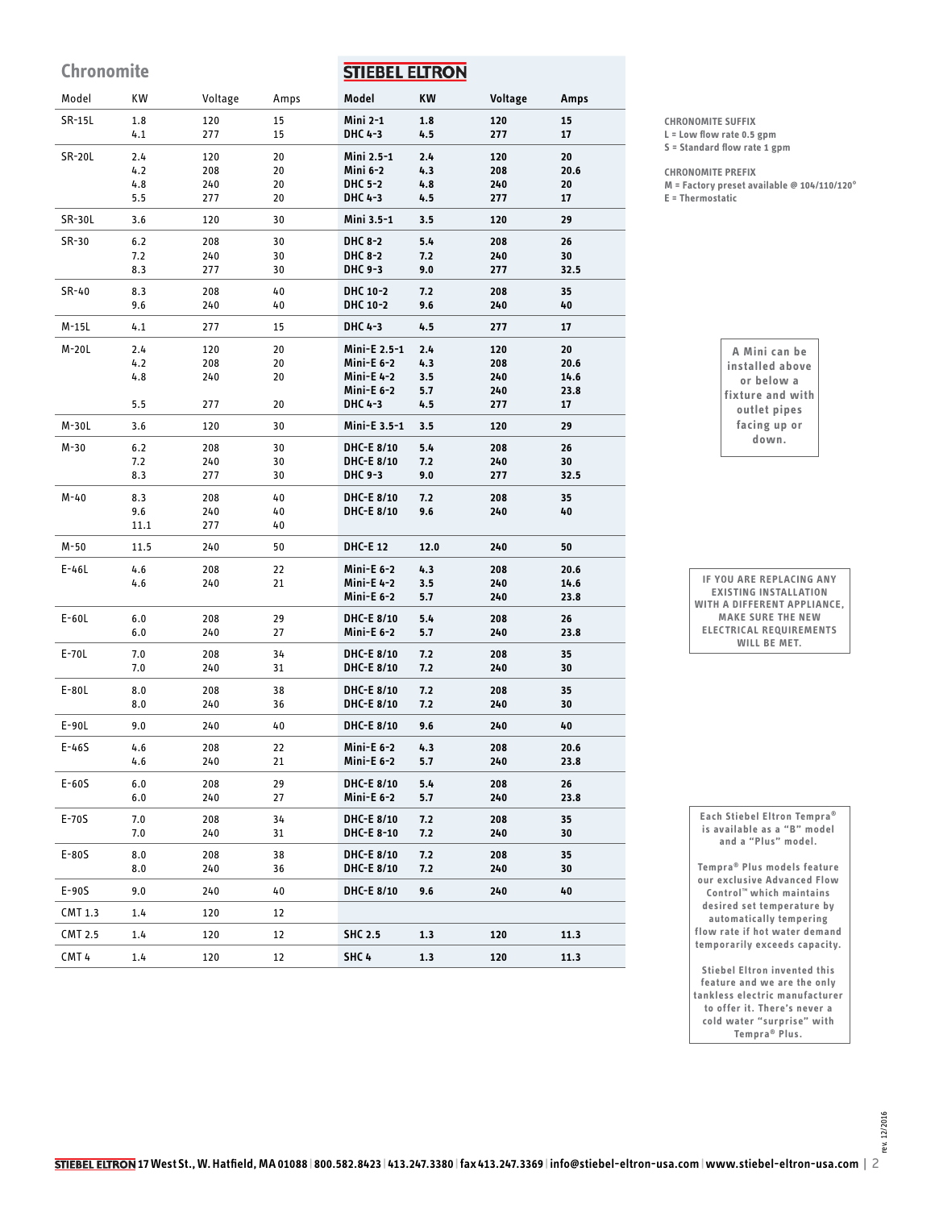| Chronomite | | | | STIEBEL ELTRON | | | |
|---|---|---|---|---|---|---|---|
| Model | KW | Voltage | Amps | Model | KW | Voltage | Amps |
| SR-15L | 1.8 | 120 | 15 | **Mini 2-1** | **1.8** | **120** | **15** |
| | 4.1 | 277 | 15 | **DHC 4-3** | **4.5** | **277** | **17** |
| SR-20L | 2.4 | 120 | 20 | **Mini 2.5-1** | **2.4** | **120** | **20** |
| | 4.2 | 208 | 20 | **Mini 6-2** | **4.3** | **208** | **20.6** |
| | 4.8 | 240 | 20 | **DHC 5-2** | **4.8** | **240** | **20** |
| | 5.5 | 277 | 20 | **DHC 4-3** | **4.5** | **277** | **17** |
| SR-30L | 3.6 | 120 | 30 | **Mini 3.5-1** | **3.5** | **120** | **29** |
| SR-30 | 6.2 | 208 | 30 | **DHC 8-2** | **5.4** | **208** | **26** |
| | 7.2 | 240 | 30 | **DHC 8-2** | **7.2** | **240** | **30** |
| | 8.3 | 277 | 30 | **DHC 9-3** | **9.0** | **277** | **32.5** |
| SR-40 | 8.3 | 208 | 40 | **DHC 10-2** | **7.2** | **208** | **35** |
| | 9.6 | 240 | 40 | **DHC 10-2** | **9.6** | **240** | **40** |
| M-15L | 4.1 | 277 | 15 | **DHC 4-3** | **4.5** | **277** | **17** |
| M-20L | 2.4 | 120 | 20 | **Mini-E 2.5-1** | **2.4** | **120** | **20** |
| | 4.2 | 208 | 20 | **Mini-E 6-2** | **4.3** | **208** | **20.6** |
| | 4.8 | 240 | 20 | **Mini-E 4-2** | **3.5** | **240** | **14.6** |
| | | | | **Mini-E 6-2** | **5.7** | **240** | **23.8** |
| | 5.5 | 277 | 20 | **DHC 4-3** | **4.5** | **277** | **17** |
| M-30L | 3.6 | 120 | 30 | **Mini-E 3.5-1** | **3.5** | **120** | **29** |
| M-30 | 6.2 | 208 | 30 | **DHC-E 8/10** | **5.4** | **208** | **26** |
| | 7.2 | 240 | 30 | **DHC-E 8/10** | **7.2** | **240** | **30** |
| | 8.3 | 277 | 30 | **DHC 9-3** | **9.0** | **277** | **32.5** |
| M-40 | 8.3 | 208 | 40 | **DHC-E 8/10** | **7.2** | **208** | **35** |
| | 9.6 | 240 | 40 | **DHC-E 8/10** | **9.6** | **240** | **40** |
| | 11.1 | 277 | 40 | | | | |
| M-50 | 11.5 | 240 | 50 | **DHC-E 12** | **12.0** | **240** | **50** |
| E-46L | 4.6 | 208 | 22 | **Mini-E 6-2** | **4.3** | **208** | **20.6** |
| | 4.6 | 240 | 21 | **Mini-E 4-2** | **3.5** | **240** | **14.6** |
| | | | | **Mini-E 6-2** | **5.7** | **240** | **23.8** |
| E-60L | 6.0 | 208 | 29 | **DHC-E 8/10** | **5.4** | **208** | **26** |
| | 6.0 | 240 | 27 | **Mini-E 6-2** | **5.7** | **240** | **23.8** |
| E-70L | 7.0 | 208 | 34 | **DHC-E 8/10** | **7.2** | **208** | **35** |
| | 7.0 | 240 | 31 | **DHC-E 8/10** | **7.2** | **240** | **30** |
| E-80L | 8.0 | 208 | 38 | **DHC-E 8/10** | **7.2** | **208** | **35** |
| | 8.0 | 240 | 36 | **DHC-E 8/10** | **7.2** | **240** | **30** |
| E-90L | 9.0 | 240 | 40 | **DHC-E 8/10** | **9.6** | **240** | **40** |
| E-46S | 4.6 | 208 | 22 | **Mini-E 6-2** | **4.3** | **208** | **20.6** |
| | 4.6 | 240 | 21 | **Mini-E 6-2** | **5.7** | **240** | **23.8** |
| E-60S | 6.0 | 208 | 29 | **DHC-E 8/10** | **5.4** | **208** | **26** |
| | 6.0 | 240 | 27 | **Mini-E 6-2** | **5.7** | **240** | **23.8** |
| E-70S | 7.0 | 208 | 34 | **DHC-E 8/10** | **7.2** | **208** | **35** |
| | 7.0 | 240 | 31 | **DHC-E 8-10** | **7.2** | **240** | **30** |
| E-80S | 8.0 | 208 | 38 | **DHC-E 8/10** | **7.2** | **208** | **35** |
| | 8.0 | 240 | 36 | **DHC-E 8/10** | **7.2** | **240** | **30** |
| E-90S | 9.0 | 240 | 40 | **DHC-E 8/10** | **9.6** | **240** | **40** |
| CMT 1.3 | 1.4 | 120 | 12 | | | | |
| CMT 2.5 | 1.4 | 120 | 12 | **SHC 2.5** | **1.3** | **120** | **11.3** |
| CMT 4 | 1.4 | 120 | 12 | **SHC 4** | **1.3** | **120** | **11.3** |

**CHRONOMITE SUFFIX**
L = Low flow rate 0.5 gpm
S = Standard flow rate 1 gpm

**CHRONOMITE PREFIX**
M = Factory preset available @ 104/110/120°
E = Thermostatic

A Mini can be installed above or below a fixture and with outlet pipes facing up or down.

IF YOU ARE REPLACING ANY EXISTING INSTALLATION WITH A DIFFERENT APPLIANCE, MAKE SURE THE NEW ELECTRICAL REQUIREMENTS WILL BE MET.

Each Stiebel Eltron Tempra® is available as a "B" model and a "Plus" model.

Tempra® Plus models feature our exclusive Advanced Flow Control™ which maintains desired set temperature by automatically tempering flow rate if hot water demand temporarily exceeds capacity.

Stiebel Eltron invented this feature and we are the only tankless electric manufacturer to offer it. There's never a cold water "surprise" with Tempra® Plus.

rev. 12/2016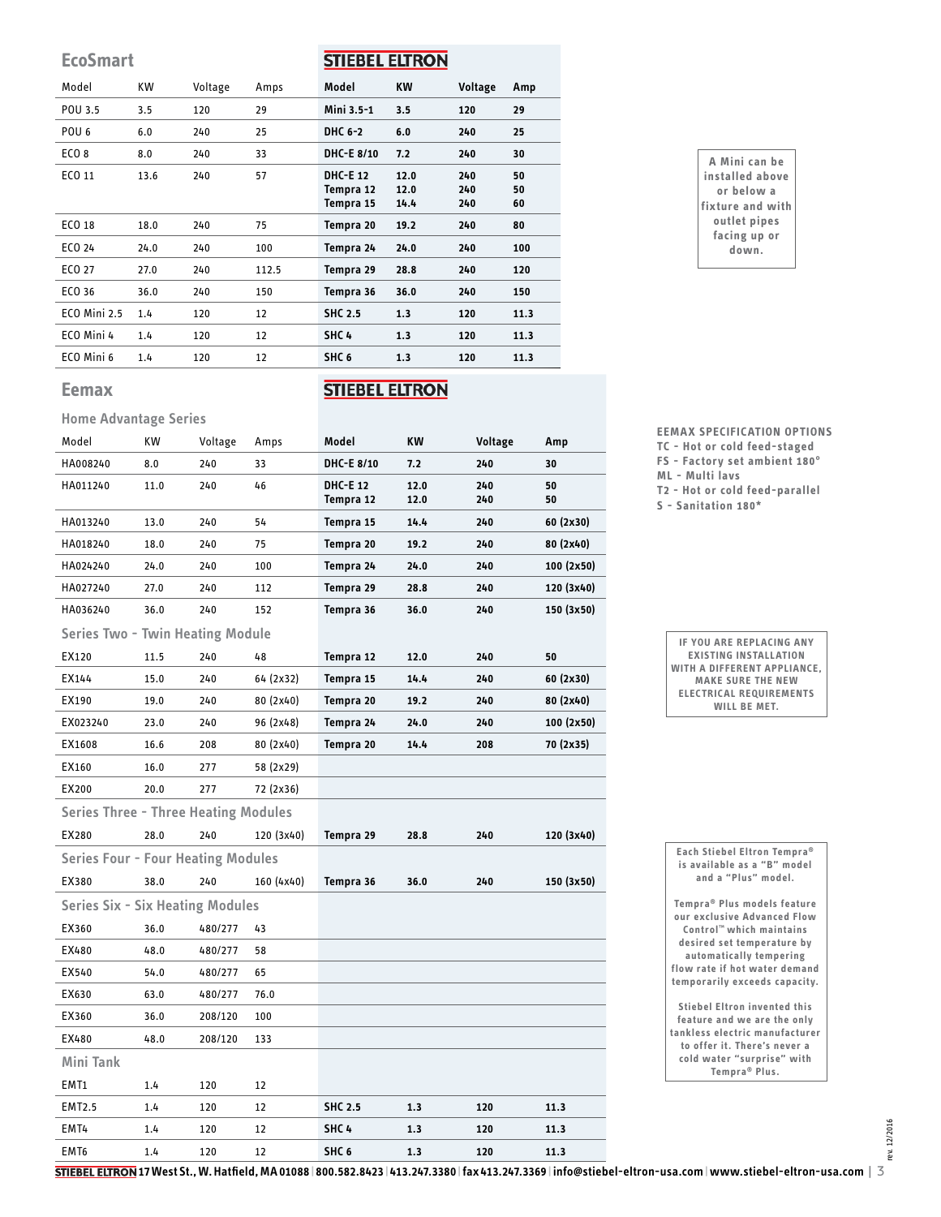## EcoSmart

| Model | KW | Voltage | Amps | Model (STIEBEL ELTRON) | KW | Voltage | Amp |
|---|---|---|---|---|---|---|---|
| POU 3.5 | 3.5 | 120 | 29 | **Mini 3.5-1** | **3.5** | **120** | **29** |
| POU 6 | 6.0 | 240 | 25 | **DHC 6-2** | **6.0** | **240** | **25** |
| ECO 8 | 8.0 | 240 | 33 | **DHC-E 8/10** | **7.2** | **240** | **30** |
| ECO 11 | 13.6 | 240 | 57 | **DHC-E 12**<br>**Tempra 12**<br>**Tempra 15** | **12.0**<br>**12.0**<br>**14.4** | **240**<br>**240**<br>**240** | **50**<br>**50**<br>**60** |
| ECO 18 | 18.0 | 240 | 75 | **Tempra 20** | **19.2** | **240** | **80** |
| ECO 24 | 24.0 | 240 | 100 | **Tempra 24** | **24.0** | **240** | **100** |
| ECO 27 | 27.0 | 240 | 112.5 | **Tempra 29** | **28.8** | **240** | **120** |
| ECO 36 | 36.0 | 240 | 150 | **Tempra 36** | **36.0** | **240** | **150** |
| ECO Mini 2.5 | 1.4 | 120 | 12 | **SHC 2.5** | **1.3** | **120** | **11.3** |
| ECO Mini 4 | 1.4 | 120 | 12 | **SHC 4** | **1.3** | **120** | **11.3** |
| ECO Mini 6 | 1.4 | 120 | 12 | **SHC 6** | **1.3** | **120** | **11.3** |

**A Mini can be installed above or below a fixture and with outlet pipes facing up or down.**

## Eemax

| Model | KW | Voltage | Amps | Model (STIEBEL ELTRON) | KW | Voltage | Amp |
|---|---|---|---|---|---|---|---|
| **Home Advantage Series** | | | | | | | |
| HA008240 | 8.0 | 240 | 33 | **DHC-E 8/10** | **7.2** | **240** | **30** |
| HA011240 | 11.0 | 240 | 46 | **DHC-E 12**<br>**Tempra 12** | **12.0**<br>**12.0** | **240**<br>**240** | **50**<br>**50** |
| HA013240 | 13.0 | 240 | 54 | **Tempra 15** | **14.4** | **240** | **60 (2x30)** |
| HA018240 | 18.0 | 240 | 75 | **Tempra 20** | **19.2** | **240** | **80 (2x40)** |
| HA024240 | 24.0 | 240 | 100 | **Tempra 24** | **24.0** | **240** | **100 (2x50)** |
| HA027240 | 27.0 | 240 | 112 | **Tempra 29** | **28.8** | **240** | **120 (3x40)** |
| HA036240 | 36.0 | 240 | 152 | **Tempra 36** | **36.0** | **240** | **150 (3x50)** |
| **Series Two - Twin Heating Module** | | | | | | | |
| EX120 | 11.5 | 240 | 48 | **Tempra 12** | **12.0** | **240** | **50** |
| EX144 | 15.0 | 240 | 64 (2x32) | **Tempra 15** | **14.4** | **240** | **60 (2x30)** |
| EX190 | 19.0 | 240 | 80 (2x40) | **Tempra 20** | **19.2** | **240** | **80 (2x40)** |
| EX023240 | 23.0 | 240 | 96 (2x48) | **Tempra 24** | **24.0** | **240** | **100 (2x50)** |
| EX1608 | 16.6 | 208 | 80 (2x40) | **Tempra 20** | **14.4** | **208** | **70 (2x35)** |
| EX160 | 16.0 | 277 | 58 (2x29) | | | | |
| EX200 | 20.0 | 277 | 72 (2x36) | | | | |
| **Series Three - Three Heating Modules** | | | | | | | |
| EX280 | 28.0 | 240 | 120 (3x40) | **Tempra 29** | **28.8** | **240** | **120 (3x40)** |
| **Series Four - Four Heating Modules** | | | | | | | |
| EX380 | 38.0 | 240 | 160 (4x40) | **Tempra 36** | **36.0** | **240** | **150 (3x50)** |
| **Series Six - Six Heating Modules** | | | | | | | |
| EX360 | 36.0 | 480/277 | 43 | | | | |
| EX480 | 48.0 | 480/277 | 58 | | | | |
| EX540 | 54.0 | 480/277 | 65 | | | | |
| EX630 | 63.0 | 480/277 | 76.0 | | | | |
| EX360 | 36.0 | 208/120 | 100 | | | | |
| EX480 | 48.0 | 208/120 | 133 | | | | |
| **Mini Tank** | | | | | | | |
| EMT1 | 1.4 | 120 | 12 | | | | |
| EMT2.5 | 1.4 | 120 | 12 | **SHC 2.5** | **1.3** | **120** | **11.3** |
| EMT4 | 1.4 | 120 | 12 | **SHC 4** | **1.3** | **120** | **11.3** |
| EMT6 | 1.4 | 120 | 12 | **SHC 6** | **1.3** | **120** | **11.3** |

**EEMAX SPECIFICATION OPTIONS**
- TC - Hot or cold feed-staged
- FS - Factory set ambient 180°
- ML - Multi lavs
- T2 - Hot or cold feed-parallel
- S - Sanitation 180*

**IF YOU ARE REPLACING ANY EXISTING INSTALLATION WITH A DIFFERENT APPLIANCE, MAKE SURE THE NEW ELECTRICAL REQUIREMENTS WILL BE MET.**

**Each Stiebel Eltron Tempra® is available as a "B" model and a "Plus" model.**

**Tempra® Plus models feature our exclusive Advanced Flow Control™ which maintains desired set temperature by automatically tempering flow rate if hot water demand temporarily exceeds capacity.**

**Stiebel Eltron invented this feature and we are the only tankless electric manufacturer to offer it. There's never a cold water "surprise" with Tempra® Plus.**

rev. 12/2016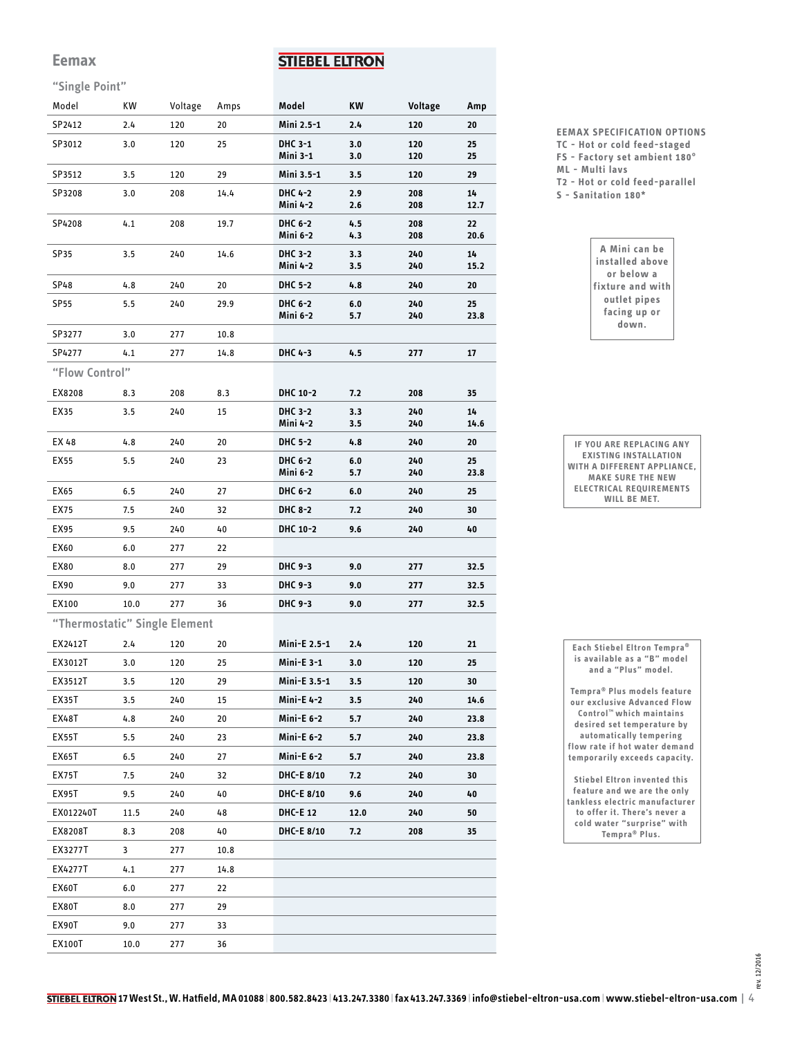## Eemax

**STIEBEL ELTRON**

### "Single Point"

| Model | KW | Voltage | Amps | Model | KW | Voltage | Amp |
|---|---|---|---|---|---|---|---|
| SP2412 | 2.4 | 120 | 20 | **Mini 2.5-1** | **2.4** | **120** | **20** |
| SP3012 | 3.0 | 120 | 25 | **DHC 3-1**<br>**Mini 3-1** | **3.0**<br>**3.0** | **120**<br>**120** | **25**<br>**25** |
| SP3512 | 3.5 | 120 | 29 | **Mini 3.5-1** | **3.5** | **120** | **29** |
| SP3208 | 3.0 | 208 | 14.4 | **DHC 4-2**<br>**Mini 4-2** | **2.9**<br>**2.6** | **208**<br>**208** | **14**<br>**12.7** |
| SP4208 | 4.1 | 208 | 19.7 | **DHC 6-2**<br>**Mini 6-2** | **4.5**<br>**4.3** | **208**<br>**208** | **22**<br>**20.6** |
| SP35 | 3.5 | 240 | 14.6 | **DHC 3-2**<br>**Mini 4-2** | **3.3**<br>**3.5** | **240**<br>**240** | **14**<br>**15.2** |
| SP48 | 4.8 | 240 | 20 | **DHC 5-2** | **4.8** | **240** | **20** |
| SP55 | 5.5 | 240 | 29.9 | **DHC 6-2**<br>**Mini 6-2** | **6.0**<br>**5.7** | **240**<br>**240** | **25**<br>**23.8** |
| SP3277 | 3.0 | 277 | 10.8 | | | | |
| SP4277 | 4.1 | 277 | 14.8 | **DHC 4-3** | **4.5** | **277** | **17** |

### "Flow Control"

| Model | KW | Voltage | Amps | Model | KW | Voltage | Amp |
|---|---|---|---|---|---|---|---|
| EX8208 | 8.3 | 208 | 8.3 | **DHC 10-2** | **7.2** | **208** | **35** |
| EX35 | 3.5 | 240 | 15 | **DHC 3-2**<br>**Mini 4-2** | **3.3**<br>**3.5** | **240**<br>**240** | **14**<br>**14.6** |
| EX 48 | 4.8 | 240 | 20 | **DHC 5-2** | **4.8** | **240** | **20** |
| EX55 | 5.5 | 240 | 23 | **DHC 6-2**<br>**Mini 6-2** | **6.0**<br>**5.7** | **240**<br>**240** | **25**<br>**23.8** |
| EX65 | 6.5 | 240 | 27 | **DHC 6-2** | **6.0** | **240** | **25** |
| EX75 | 7.5 | 240 | 32 | **DHC 8-2** | **7.2** | **240** | **30** |
| EX95 | 9.5 | 240 | 40 | **DHC 10-2** | **9.6** | **240** | **40** |
| EX60 | 6.0 | 277 | 22 | | | | |
| EX80 | 8.0 | 277 | 29 | **DHC 9-3** | **9.0** | **277** | **32.5** |
| EX90 | 9.0 | 277 | 33 | **DHC 9-3** | **9.0** | **277** | **32.5** |
| EX100 | 10.0 | 277 | 36 | **DHC 9-3** | **9.0** | **277** | **32.5** |

### "Thermostatic" Single Element

| Model | KW | Voltage | Amps | Model | KW | Voltage | Amp |
|---|---|---|---|---|---|---|---|
| EX2412T | 2.4 | 120 | 20 | **Mini-E 2.5-1** | **2.4** | **120** | **21** |
| EX3012T | 3.0 | 120 | 25 | **Mini-E 3-1** | **3.0** | **120** | **25** |
| EX3512T | 3.5 | 120 | 29 | **Mini-E 3.5-1** | **3.5** | **120** | **30** |
| EX35T | 3.5 | 240 | 15 | **Mini-E 4-2** | **3.5** | **240** | **14.6** |
| EX48T | 4.8 | 240 | 20 | **Mini-E 6-2** | **5.7** | **240** | **23.8** |
| EX55T | 5.5 | 240 | 23 | **Mini-E 6-2** | **5.7** | **240** | **23.8** |
| EX65T | 6.5 | 240 | 27 | **Mini-E 6-2** | **5.7** | **240** | **23.8** |
| EX75T | 7.5 | 240 | 32 | **DHC-E 8/10** | **7.2** | **240** | **30** |
| EX95T | 9.5 | 240 | 40 | **DHC-E 8/10** | **9.6** | **240** | **40** |
| EX012240T | 11.5 | 240 | 48 | **DHC-E 12** | **12.0** | **240** | **50** |
| EX8208T | 8.3 | 208 | 40 | **DHC-E 8/10** | **7.2** | **208** | **35** |
| EX3277T | 3 | 277 | 10.8 | | | | |
| EX4277T | 4.1 | 277 | 14.8 | | | | |
| EX60T | 6.0 | 277 | 22 | | | | |
| EX80T | 8.0 | 277 | 29 | | | | |
| EX90T | 9.0 | 277 | 33 | | | | |
| EX100T | 10.0 | 277 | 36 | | | | |

**EEMAX SPECIFICATION OPTIONS**
- TC - Hot or cold feed-staged
- FS - Factory set ambient 180°
- ML - Multi lavs
- T2 - Hot or cold feed-parallel
- S - Sanitation 180*

A Mini can be installed above or below a fixture and with outlet pipes facing up or down.

IF YOU ARE REPLACING ANY EXISTING INSTALLATION WITH A DIFFERENT APPLIANCE, MAKE SURE THE NEW ELECTRICAL REQUIREMENTS WILL BE MET.

Each Stiebel Eltron Tempra® is available as a "B" model and a "Plus" model.

Tempra® Plus models feature our exclusive Advanced Flow Control™ which maintains desired set temperature by automatically tempering flow rate if hot water demand temporarily exceeds capacity.

Stiebel Eltron invented this feature and we are the only tankless electric manufacturer to offer it. There's never a cold water "surprise" with Tempra® Plus.

**STIEBEL ELTRON** 17 West St., W. Hatfield, MA 01088 | 800.582.8423 | 413.247.3380 | fax 413.247.3369 | info@stiebel-eltron-usa.com | www.stiebel-eltron-usa.com

rev. 12/2016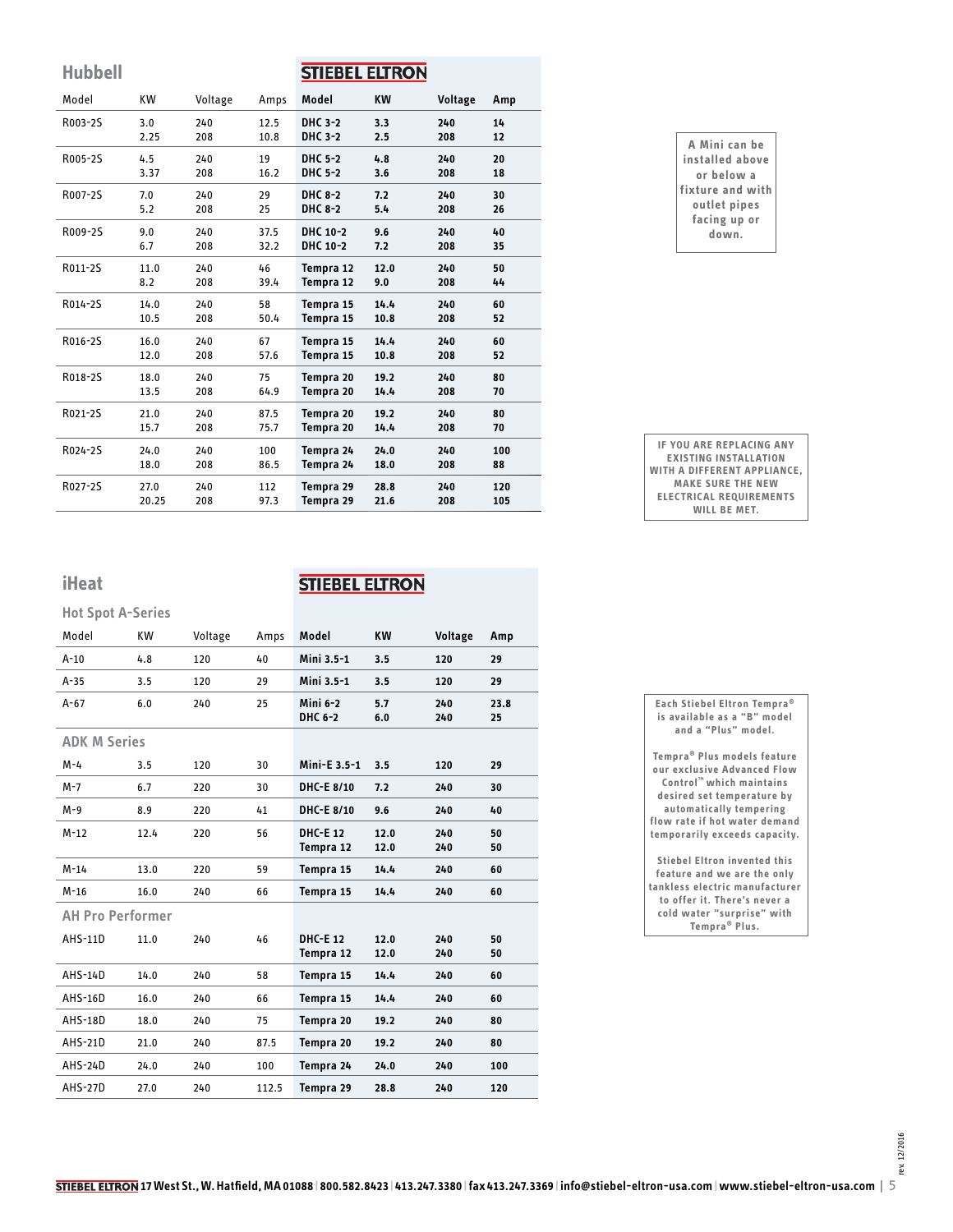## Hubbell

| Model | KW | Voltage | Amps | Model | KW | Voltage | Amp |
|---|---|---|---|---|---|---|---|
| R003-2S | 3.0<br>2.25 | 240<br>208 | 12.5<br>10.8 | DHC 3-2<br>DHC 3-2 | 3.3<br>2.5 | 240<br>208 | 14<br>12 |
| R005-2S | 4.5<br>3.37 | 240<br>208 | 19<br>16.2 | DHC 5-2<br>DHC 5-2 | 4.8<br>3.6 | 240<br>208 | 20<br>18 |
| R007-2S | 7.0<br>5.2 | 240<br>208 | 29<br>25 | DHC 8-2<br>DHC 8-2 | 7.2<br>5.4 | 240<br>208 | 30<br>26 |
| R009-2S | 9.0<br>6.7 | 240<br>208 | 37.5<br>32.2 | DHC 10-2<br>DHC 10-2 | 9.6<br>7.2 | 240<br>208 | 40<br>35 |
| R011-2S | 11.0<br>8.2 | 240<br>208 | 46<br>39.4 | Tempra 12<br>Tempra 12 | 12.0<br>9.0 | 240<br>208 | 50<br>44 |
| R014-2S | 14.0<br>10.5 | 240<br>208 | 58<br>50.4 | Tempra 15<br>Tempra 15 | 14.4<br>10.8 | 240<br>208 | 60<br>52 |
| R016-2S | 16.0<br>12.0 | 240<br>208 | 67<br>57.6 | Tempra 15<br>Tempra 15 | 14.4<br>10.8 | 240<br>208 | 60<br>52 |
| R018-2S | 18.0<br>13.5 | 240<br>208 | 75<br>64.9 | Tempra 20<br>Tempra 20 | 19.2<br>14.4 | 240<br>208 | 80<br>70 |
| R021-2S | 21.0<br>15.7 | 240<br>208 | 87.5<br>75.7 | Tempra 20<br>Tempra 20 | 19.2<br>14.4 | 240<br>208 | 80<br>70 |
| R024-2S | 24.0<br>18.0 | 240<br>208 | 100<br>86.5 | Tempra 24<br>Tempra 24 | 24.0<br>18.0 | 240<br>208 | 100<br>88 |
| R027-2S | 27.0<br>20.25 | 240<br>208 | 112<br>97.3 | Tempra 29<br>Tempra 29 | 28.8<br>21.6 | 240<br>208 | 120<br>105 |

A Mini can be installed above or below a fixture and with outlet pipes facing up or down.

IF YOU ARE REPLACING ANY EXISTING INSTALLATION WITH A DIFFERENT APPLIANCE, MAKE SURE THE NEW ELECTRICAL REQUIREMENTS WILL BE MET.

## iHeat

### Hot Spot A-Series

| Model | KW | Voltage | Amps | Model | KW | Voltage | Amp |
|---|---|---|---|---|---|---|---|
| A-10 | 4.8 | 120 | 40 | Mini 3.5-1 | 3.5 | 120 | 29 |
| A-35 | 3.5 | 120 | 29 | Mini 3.5-1 | 3.5 | 120 | 29 |
| A-67 | 6.0 | 240 | 25 | Mini 6-2<br>DHC 6-2 | 5.7<br>6.0 | 240<br>240 | 23.8<br>25 |

### ADK M Series

| Model | KW | Voltage | Amps | Model | KW | Voltage | Amp |
|---|---|---|---|---|---|---|---|
| M-4 | 3.5 | 120 | 30 | Mini-E 3.5-1 | 3.5 | 120 | 29 |
| M-7 | 6.7 | 220 | 30 | DHC-E 8/10 | 7.2 | 240 | 30 |
| M-9 | 8.9 | 220 | 41 | DHC-E 8/10 | 9.6 | 240 | 40 |
| M-12 | 12.4 | 220 | 56 | DHC-E 12<br>Tempra 12 | 12.0<br>12.0 | 240<br>240 | 50<br>50 |
| M-14 | 13.0 | 220 | 59 | Tempra 15 | 14.4 | 240 | 60 |
| M-16 | 16.0 | 240 | 66 | Tempra 15 | 14.4 | 240 | 60 |

### AH Pro Performer

| Model | KW | Voltage | Amps | Model | KW | Voltage | Amp |
|---|---|---|---|---|---|---|---|
| AHS-11D | 11.0 | 240 | 46 | DHC-E 12<br>Tempra 12 | 12.0<br>12.0 | 240<br>240 | 50<br>50 |
| AHS-14D | 14.0 | 240 | 58 | Tempra 15 | 14.4 | 240 | 60 |
| AHS-16D | 16.0 | 240 | 66 | Tempra 15 | 14.4 | 240 | 60 |
| AHS-18D | 18.0 | 240 | 75 | Tempra 20 | 19.2 | 240 | 80 |
| AHS-21D | 21.0 | 240 | 87.5 | Tempra 20 | 19.2 | 240 | 80 |
| AHS-24D | 24.0 | 240 | 100 | Tempra 24 | 24.0 | 240 | 100 |
| AHS-27D | 27.0 | 240 | 112.5 | Tempra 29 | 28.8 | 240 | 120 |

Each Stiebel Eltron Tempra® is available as a "B" model and a "Plus" model.

Tempra® Plus models feature our exclusive Advanced Flow Control™ which maintains desired set temperature by automatically tempering flow rate if hot water demand temporarily exceeds capacity.

Stiebel Eltron invented this feature and we are the only tankless electric manufacturer to offer it. There's never a cold water "surprise" with Tempra® Plus.

STIEBEL ELTRON 17 West St., W. Hatfield, MA 01088 | 800.582.8423 | 413.247.3380 | fax 413.247.3369 | info@stiebel-eltron-usa.com | www.stiebel-eltron-usa.com

rev. 12/2016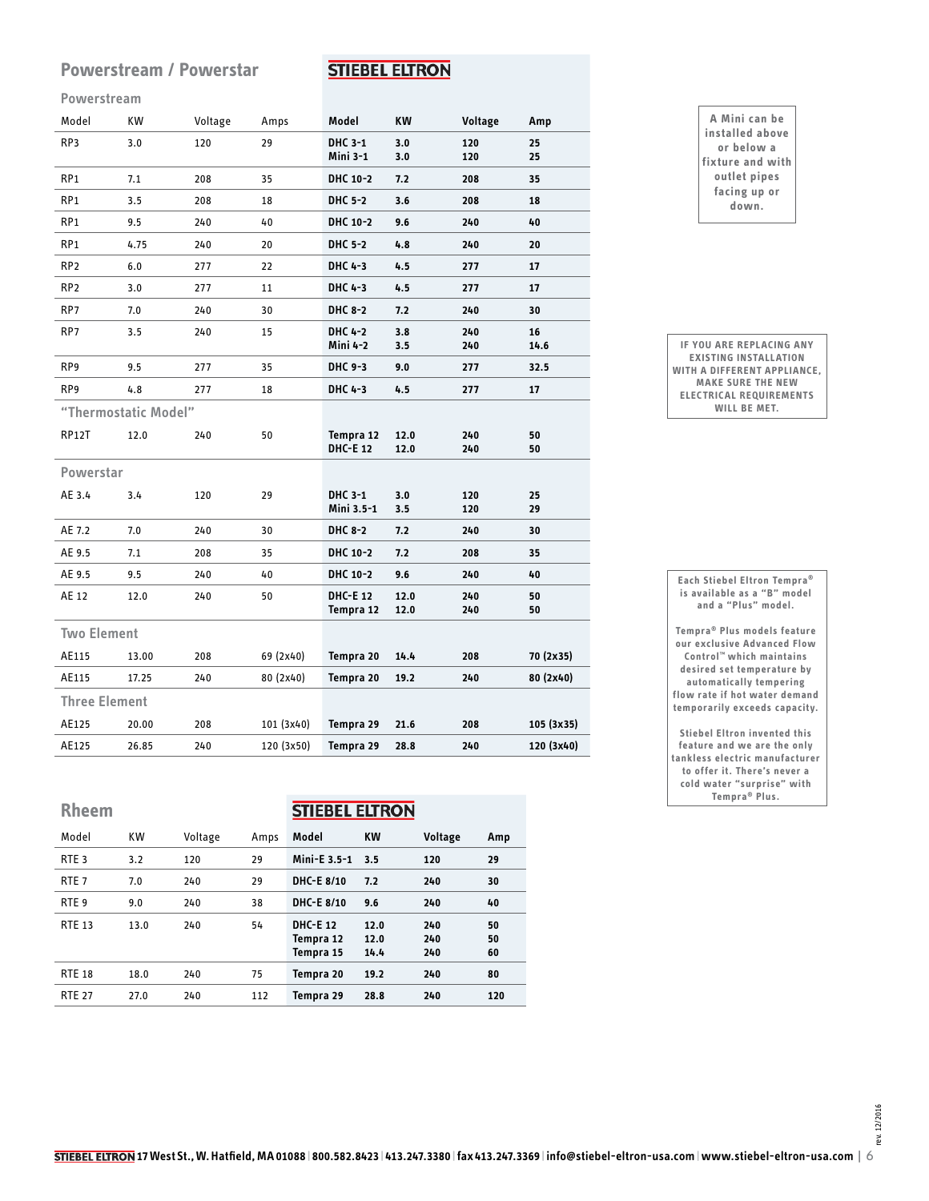## Powerstream / Powerstar

| Model | KW | Voltage | Amps | STIEBEL ELTRON Model | KW | Voltage | Amp |
|---|---|---|---|---|---|---|---|
| **Powerstream** | | | | | | | |
| RP3 | 3.0 | 120 | 29 | **DHC 3-1**<br>**Mini 3-1** | **3.0**<br>**3.0** | **120**<br>**120** | **25**<br>**25** |
| RP1 | 7.1 | 208 | 35 | **DHC 10-2** | **7.2** | **208** | **35** |
| RP1 | 3.5 | 208 | 18 | **DHC 5-2** | **3.6** | **208** | **18** |
| RP1 | 9.5 | 240 | 40 | **DHC 10-2** | **9.6** | **240** | **40** |
| RP1 | 4.75 | 240 | 20 | **DHC 5-2** | **4.8** | **240** | **20** |
| RP2 | 6.0 | 277 | 22 | **DHC 4-3** | **4.5** | **277** | **17** |
| RP2 | 3.0 | 277 | 11 | **DHC 4-3** | **4.5** | **277** | **17** |
| RP7 | 7.0 | 240 | 30 | **DHC 8-2** | **7.2** | **240** | **30** |
| RP7 | 3.5 | 240 | 15 | **DHC 4-2**<br>**Mini 4-2** | **3.8**<br>**3.5** | **240**<br>**240** | **16**<br>**14.6** |
| RP9 | 9.5 | 277 | 35 | **DHC 9-3** | **9.0** | **277** | **32.5** |
| RP9 | 4.8 | 277 | 18 | **DHC 4-3** | **4.5** | **277** | **17** |
| **"Thermostatic Model"** | | | | | | | |
| RP12T | 12.0 | 240 | 50 | **Tempra 12**<br>**DHC-E 12** | **12.0**<br>**12.0** | **240**<br>**240** | **50**<br>**50** |
| **Powerstar** | | | | | | | |
| AE 3.4 | 3.4 | 120 | 29 | **DHC 3-1**<br>**Mini 3.5-1** | **3.0**<br>**3.5** | **120**<br>**120** | **25**<br>**29** |
| AE 7.2 | 7.0 | 240 | 30 | **DHC 8-2** | **7.2** | **240** | **30** |
| AE 9.5 | 7.1 | 208 | 35 | **DHC 10-2** | **7.2** | **208** | **35** |
| AE 9.5 | 9.5 | 240 | 40 | **DHC 10-2** | **9.6** | **240** | **40** |
| AE 12 | 12.0 | 240 | 50 | **DHC-E 12**<br>**Tempra 12** | **12.0**<br>**12.0** | **240**<br>**240** | **50**<br>**50** |
| **Two Element** | | | | | | | |
| AE115 | 13.00 | 208 | 69 (2x40) | **Tempra 20** | **14.4** | **208** | **70 (2x35)** |
| AE115 | 17.25 | 240 | 80 (2x40) | **Tempra 20** | **19.2** | **240** | **80 (2x40)** |
| **Three Element** | | | | | | | |
| AE125 | 20.00 | 208 | 101 (3x40) | **Tempra 29** | **21.6** | **208** | **105 (3x35)** |
| AE125 | 26.85 | 240 | 120 (3x50) | **Tempra 29** | **28.8** | **240** | **120 (3x40)** |

A Mini can be installed above or below a fixture and with outlet pipes facing up or down.

IF YOU ARE REPLACING ANY EXISTING INSTALLATION WITH A DIFFERENT APPLIANCE, MAKE SURE THE NEW ELECTRICAL REQUIREMENTS WILL BE MET.

## Rheem

| Model | KW | Voltage | Amps | STIEBEL ELTRON Model | KW | Voltage | Amp |
|---|---|---|---|---|---|---|---|
| RTE 3 | 3.2 | 120 | 29 | **Mini-E 3.5-1** | **3.5** | **120** | **29** |
| RTE 7 | 7.0 | 240 | 29 | **DHC-E 8/10** | **7.2** | **240** | **30** |
| RTE 9 | 9.0 | 240 | 38 | **DHC-E 8/10** | **9.6** | **240** | **40** |
| RTE 13 | 13.0 | 240 | 54 | **DHC-E 12**<br>**Tempra 12**<br>**Tempra 15** | **12.0**<br>**12.0**<br>**14.4** | **240**<br>**240**<br>**240** | **50**<br>**50**<br>**60** |
| RTE 18 | 18.0 | 240 | 75 | **Tempra 20** | **19.2** | **240** | **80** |
| RTE 27 | 27.0 | 240 | 112 | **Tempra 29** | **28.8** | **240** | **120** |

Each Stiebel Eltron Tempra® is available as a "B" model and a "Plus" model.

Tempra® Plus models feature our exclusive Advanced Flow Control™ which maintains desired set temperature by automatically tempering flow rate if hot water demand temporarily exceeds capacity.

Stiebel Eltron invented this feature and we are the only tankless electric manufacturer to offer it. There's never a cold water "surprise" with Tempra® Plus.

rev. 12/2016

STIEBEL ELTRON 17 West St., W. Hatfield, MA 01088 | 800.582.8423 | 413.247.3380 | fax 413.247.3369 | info@stiebel-eltron-usa.com | www.stiebel-eltron-usa.com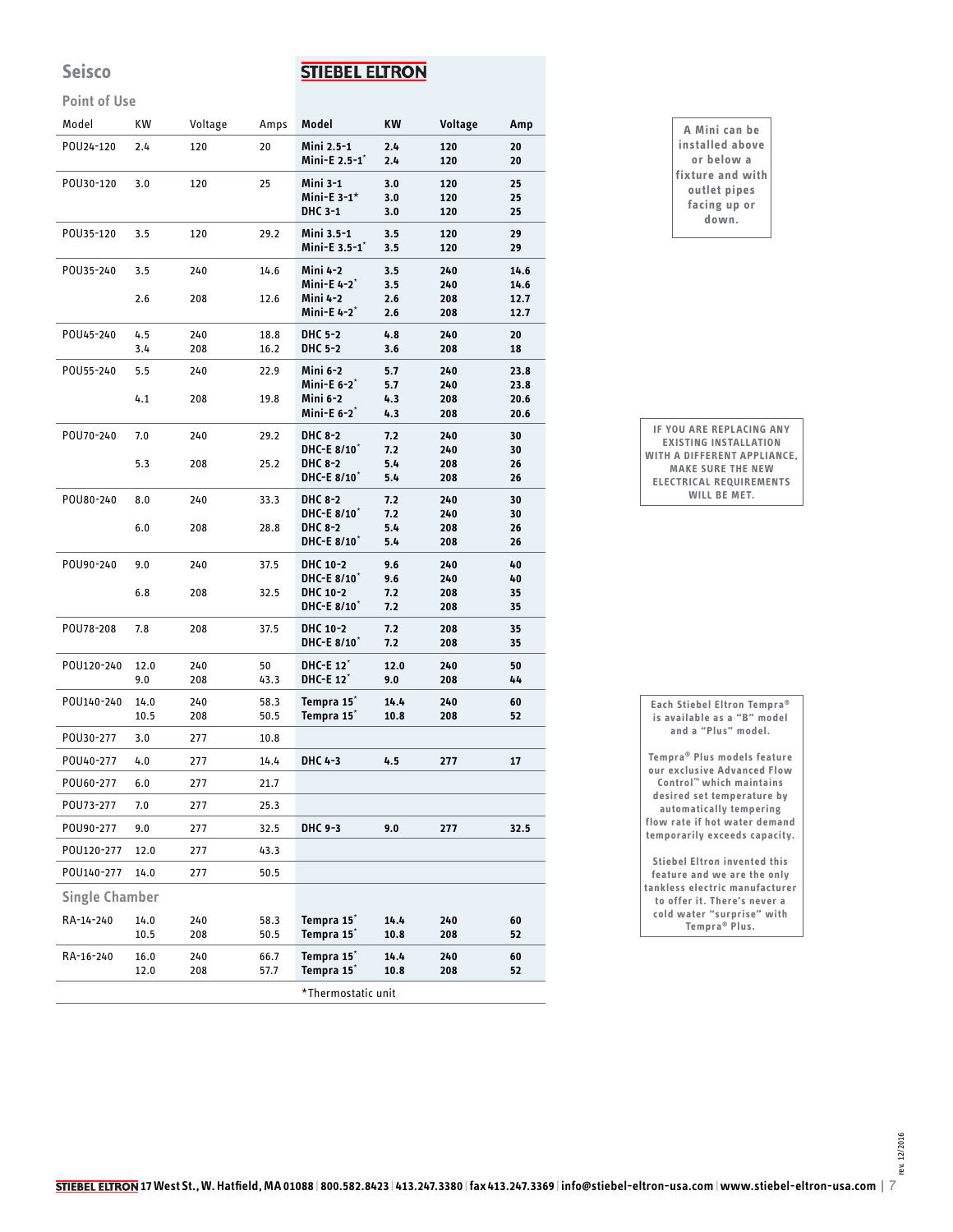| Seisco | | | | STIEBEL ELTRON | | | |
|---|---|---|---|---|---|---|---|
| **Point of Use** | | | | | | | |
| Model | KW | Voltage | Amps | **Model** | **KW** | **Voltage** | **Amp** |
| POU24-120 | 2.4 | 120 | 20 | **Mini 2.5-1** | **2.4** | **120** | **20** |
| | | | | **Mini-E 2.5-1*** | **2.4** | **120** | **20** |
| POU30-120 | 3.0 | 120 | 25 | **Mini 3-1** | **3.0** | **120** | **25** |
| | | | | **Mini-E 3-1*** | **3.0** | **120** | **25** |
| | | | | **DHC 3-1** | **3.0** | **120** | **25** |
| POU35-120 | 3.5 | 120 | 29.2 | **Mini 3.5-1** | **3.5** | **120** | **29** |
| | | | | **Mini-E 3.5-1*** | **3.5** | **120** | **29** |
| POU35-240 | 3.5 | 240 | 14.6 | **Mini 4-2** | **3.5** | **240** | **14.6** |
| | | | | **Mini-E 4-2*** | **3.5** | **240** | **14.6** |
| | 2.6 | 208 | 12.6 | **Mini 4-2** | **2.6** | **208** | **12.7** |
| | | | | **Mini-E 4-2*** | **2.6** | **208** | **12.7** |
| POU45-240 | 4.5 | 240 | 18.8 | **DHC 5-2** | **4.8** | **240** | **20** |
| | 3.4 | 208 | 16.2 | **DHC 5-2** | **3.6** | **208** | **18** |
| POU55-240 | 5.5 | 240 | 22.9 | **Mini 6-2** | **5.7** | **240** | **23.8** |
| | | | | **Mini-E 6-2*** | **5.7** | **240** | **23.8** |
| | 4.1 | 208 | 19.8 | **Mini 6-2** | **4.3** | **208** | **20.6** |
| | | | | **Mini-E 6-2*** | **4.3** | **208** | **20.6** |
| POU70-240 | 7.0 | 240 | 29.2 | **DHC 8-2** | **7.2** | **240** | **30** |
| | | | | **DHC-E 8/10*** | **7.2** | **240** | **30** |
| | 5.3 | 208 | 25.2 | **DHC 8-2** | **5.4** | **208** | **26** |
| | | | | **DHC-E 8/10*** | **5.4** | **208** | **26** |
| POU80-240 | 8.0 | 240 | 33.3 | **DHC 8-2** | **7.2** | **240** | **30** |
| | | | | **DHC-E 8/10*** | **7.2** | **240** | **30** |
| | 6.0 | 208 | 28.8 | **DHC 8-2** | **5.4** | **208** | **26** |
| | | | | **DHC-E 8/10*** | **5.4** | **208** | **26** |
| POU90-240 | 9.0 | 240 | 37.5 | **DHC 10-2** | **9.6** | **240** | **40** |
| | | | | **DHC-E 8/10*** | **9.6** | **240** | **40** |
| | 6.8 | 208 | 32.5 | **DHC 10-2** | **7.2** | **208** | **35** |
| | | | | **DHC-E 8/10*** | **7.2** | **208** | **35** |
| POU78-208 | 7.8 | 208 | 37.5 | **DHC 10-2** | **7.2** | **208** | **35** |
| | | | | **DHC-E 8/10*** | **7.2** | **208** | **35** |
| POU120-240 | 12.0 | 240 | 50 | **DHC-E 12*** | **12.0** | **240** | **50** |
| | 9.0 | 208 | 43.3 | **DHC-E 12*** | **9.0** | **208** | **44** |
| POU140-240 | 14.0 | 240 | 58.3 | **Tempra 15*** | **14.4** | **240** | **60** |
| | 10.5 | 208 | 50.5 | **Tempra 15*** | **10.8** | **208** | **52** |
| POU30-277 | 3.0 | 277 | 10.8 | | | | |
| POU40-277 | 4.0 | 277 | 14.4 | **DHC 4-3** | **4.5** | **277** | **17** |
| POU60-277 | 6.0 | 277 | 21.7 | | | | |
| POU73-277 | 7.0 | 277 | 25.3 | | | | |
| POU90-277 | 9.0 | 277 | 32.5 | **DHC 9-3** | **9.0** | **277** | **32.5** |
| POU120-277 | 12.0 | 277 | 43.3 | | | | |
| POU140-277 | 14.0 | 277 | 50.5 | | | | |
| **Single Chamber** | | | | | | | |
| RA-14-240 | 14.0 | 240 | 58.3 | **Tempra 15*** | **14.4** | **240** | **60** |
| | 10.5 | 208 | 50.5 | **Tempra 15*** | **10.8** | **208** | **52** |
| RA-16-240 | 16.0 | 240 | 66.7 | **Tempra 15*** | **14.4** | **240** | **60** |
| | 12.0 | 208 | 57.7 | **Tempra 15*** | **10.8** | **208** | **52** |

*Thermostatic unit

**A Mini can be installed above or below a fixture and with outlet pipes facing up or down.**

**IF YOU ARE REPLACING ANY EXISTING INSTALLATION WITH A DIFFERENT APPLIANCE, MAKE SURE THE NEW ELECTRICAL REQUIREMENTS WILL BE MET.**

**Each Stiebel Eltron Tempra® is available as a "B" model and a "Plus" model.**

**Tempra® Plus models feature our exclusive Advanced Flow Control™ which maintains desired set temperature by automatically tempering flow rate if hot water demand temporarily exceeds capacity.**

**Stiebel Eltron invented this feature and we are the only tankless electric manufacturer to offer it. There's never a cold water "surprise" with Tempra® Plus.**

STIEBEL ELTRON 17 West St., W. Hatfield, MA 01088 | 800.582.8423 | 413.247.3380 | fax 413.247.3369 | info@stiebel-eltron-usa.com | www.stiebel-eltron-usa.com

rev. 12/2016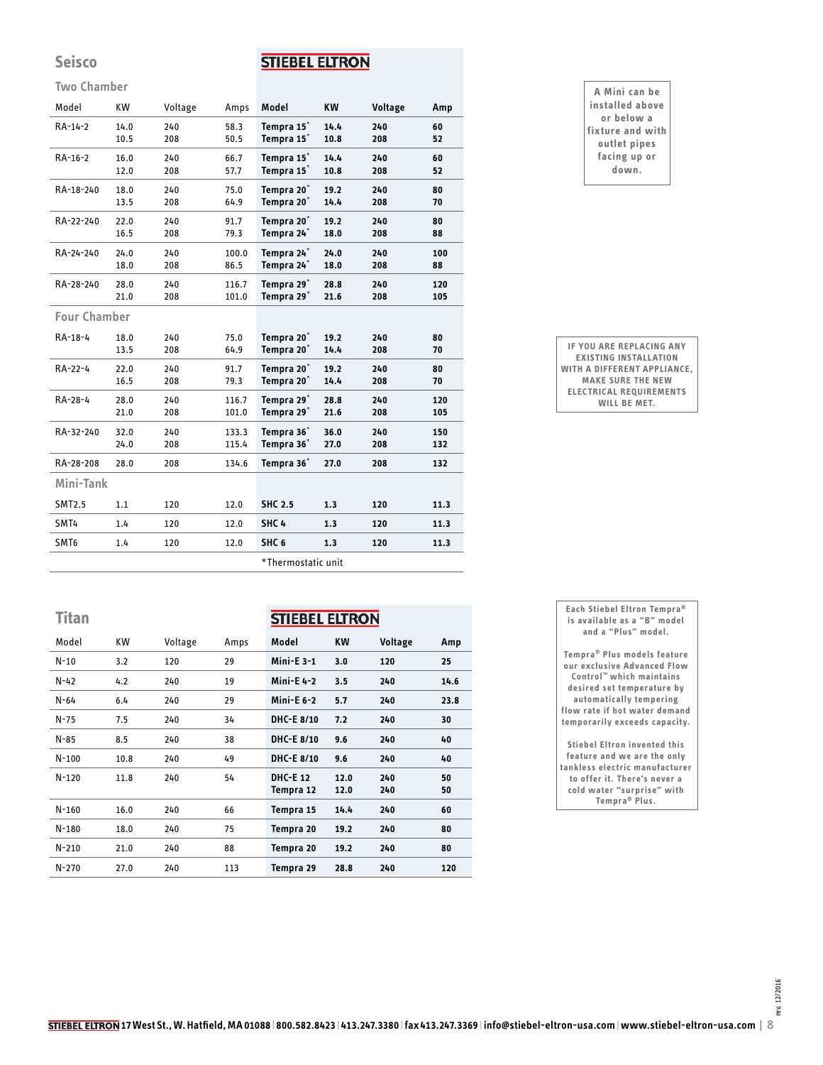## Seisco / STIEBEL ELTRON

### Two Chamber

| Model | KW | Voltage | Amps | Model | KW | Voltage | Amp |
|---|---|---|---|---|---|---|---|
| RA-14-2 | 14.0<br>10.5 | 240<br>208 | 58.3<br>50.5 | **Tempra 15*<br>Tempra 15*** | **14.4<br>10.8** | **240<br>208** | **60<br>52** |
| RA-16-2 | 16.0<br>12.0 | 240<br>208 | 66.7<br>57.7 | **Tempra 15*<br>Tempra 15*** | **14.4<br>10.8** | **240<br>208** | **60<br>52** |
| RA-18-240 | 18.0<br>13.5 | 240<br>208 | 75.0<br>64.9 | **Tempra 20*<br>Tempra 20*** | **19.2<br>14.4** | **240<br>208** | **80<br>70** |
| RA-22-240 | 22.0<br>16.5 | 240<br>208 | 91.7<br>79.3 | **Tempra 20*<br>Tempra 24*** | **19.2<br>18.0** | **240<br>208** | **80<br>88** |
| RA-24-240 | 24.0<br>18.0 | 240<br>208 | 100.0<br>86.5 | **Tempra 24*<br>Tempra 24*** | **24.0<br>18.0** | **240<br>208** | **100<br>88** |
| RA-28-240 | 28.0<br>21.0 | 240<br>208 | 116.7<br>101.0 | **Tempra 29*<br>Tempra 29*** | **28.8<br>21.6** | **240<br>208** | **120<br>105** |

### Four Chamber

| Model | KW | Voltage | Amps | Model | KW | Voltage | Amp |
|---|---|---|---|---|---|---|---|
| RA-18-4 | 18.0<br>13.5 | 240<br>208 | 75.0<br>64.9 | **Tempra 20*<br>Tempra 20*** | **19.2<br>14.4** | **240<br>208** | **80<br>70** |
| RA-22-4 | 22.0<br>16.5 | 240<br>208 | 91.7<br>79.3 | **Tempra 20*<br>Tempra 20*** | **19.2<br>14.4** | **240<br>208** | **80<br>70** |
| RA-28-4 | 28.0<br>21.0 | 240<br>208 | 116.7<br>101.0 | **Tempra 29*<br>Tempra 29*** | **28.8<br>21.6** | **240<br>208** | **120<br>105** |
| RA-32-240 | 32.0<br>24.0 | 240<br>208 | 133.3<br>115.4 | **Tempra 36*<br>Tempra 36*** | **36.0<br>27.0** | **240<br>208** | **150<br>132** |
| RA-28-208 | 28.0 | 208 | 134.6 | **Tempra 36*** | **27.0** | **208** | **132** |

### Mini-Tank

| Model | KW | Voltage | Amps | Model | KW | Voltage | Amp |
|---|---|---|---|---|---|---|---|
| SMT2.5 | 1.1 | 120 | 12.0 | **SHC 2.5** | **1.3** | **120** | **11.3** |
| SMT4 | 1.4 | 120 | 12.0 | **SHC 4** | **1.3** | **120** | **11.3** |
| SMT6 | 1.4 | 120 | 12.0 | **SHC 6** | **1.3** | **120** | **11.3** |

*Thermostatic unit

**A Mini can be installed above or below a fixture and with outlet pipes facing up or down.**

**IF YOU ARE REPLACING ANY EXISTING INSTALLATION WITH A DIFFERENT APPLIANCE, MAKE SURE THE NEW ELECTRICAL REQUIREMENTS WILL BE MET.**

## Titan / STIEBEL ELTRON

| Model | KW | Voltage | Amps | Model | KW | Voltage | Amp |
|---|---|---|---|---|---|---|---|
| N-10 | 3.2 | 120 | 29 | **Mini-E 3-1** | **3.0** | **120** | **25** |
| N-42 | 4.2 | 240 | 19 | **Mini-E 4-2** | **3.5** | **240** | **14.6** |
| N-64 | 6.4 | 240 | 29 | **Mini-E 6-2** | **5.7** | **240** | **23.8** |
| N-75 | 7.5 | 240 | 34 | **DHC-E 8/10** | **7.2** | **240** | **30** |
| N-85 | 8.5 | 240 | 38 | **DHC-E 8/10** | **9.6** | **240** | **40** |
| N-100 | 10.8 | 240 | 49 | **DHC-E 8/10** | **9.6** | **240** | **40** |
| N-120 | 11.8 | 240 | 54 | **DHC-E 12<br>Tempra 12** | **12.0<br>12.0** | **240<br>240** | **50<br>50** |
| N-160 | 16.0 | 240 | 66 | **Tempra 15** | **14.4** | **240** | **60** |
| N-180 | 18.0 | 240 | 75 | **Tempra 20** | **19.2** | **240** | **80** |
| N-210 | 21.0 | 240 | 88 | **Tempra 20** | **19.2** | **240** | **80** |
| N-270 | 27.0 | 240 | 113 | **Tempra 29** | **28.8** | **240** | **120** |

**Each Stiebel Eltron Tempra® is available as a "B" model and a "Plus" model.**

**Tempra® Plus models feature our exclusive Advanced Flow Control™ which maintains desired set temperature by automatically tempering flow rate if hot water demand temporarily exceeds capacity.**

**Stiebel Eltron invented this feature and we are the only tankless electric manufacturer to offer it. There's never a cold water "surprise" with Tempra® Plus.**

**STIEBEL ELTRON 17 West St., W. Hatfield, MA 01088 | 800.582.8423 | 413.247.3380 | fax 413.247.3369 | info@stiebel-eltron-usa.com | www.stiebel-eltron-usa.com**

rev. 12/2016